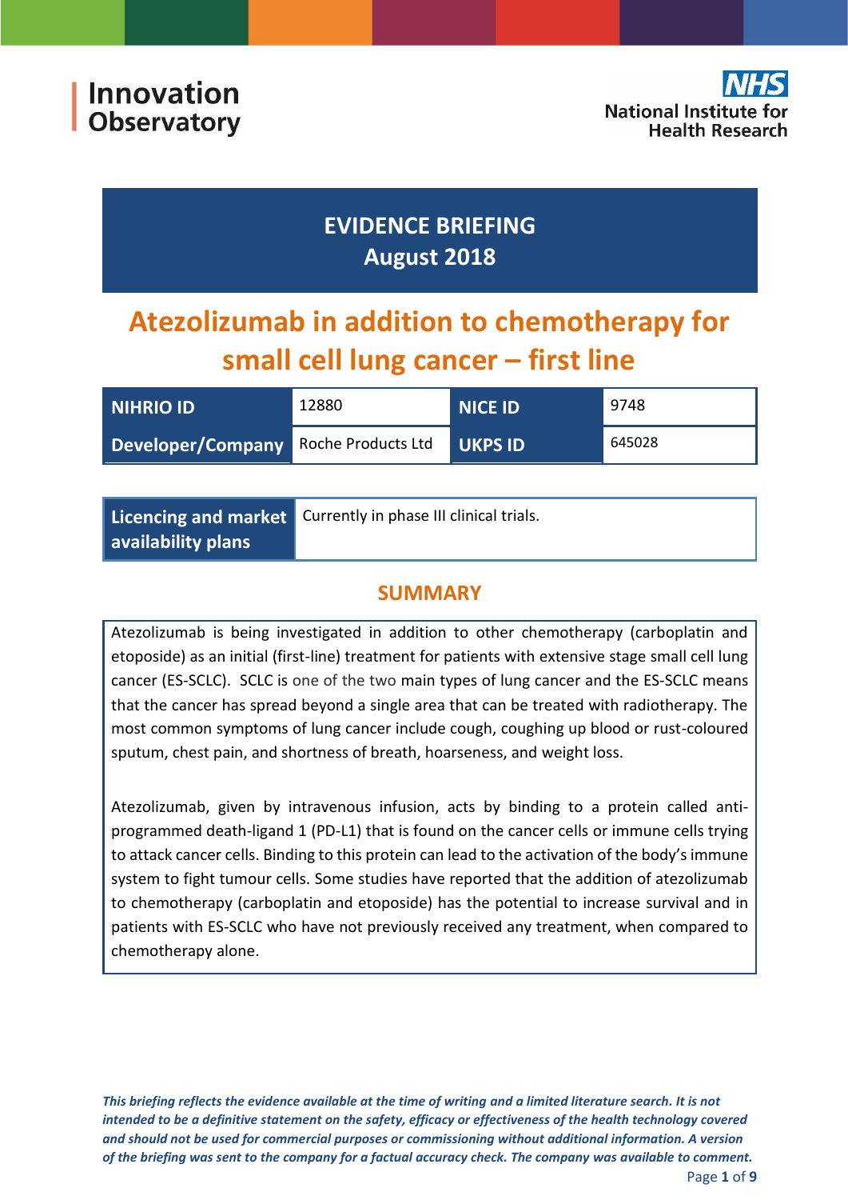Innovation Observatory

National Institute for Health Research

# EVIDENCE BRIEFING
## August 2018

# Atezolizumab in addition to chemotherapy for small cell lung cancer – first line

| NIHRIO ID | 12880 | NICE ID | 9748 |
|---|---|---|---|
| Developer/Company | Roche Products Ltd | UKPS ID | 645028 |

| Licencing and market availability plans | Currently in phase III clinical trials. |
|---|---|

## SUMMARY

Atezolizumab is being investigated in addition to other chemotherapy (carboplatin and etoposide) as an initial (first-line) treatment for patients with extensive stage small cell lung cancer (ES-SCLC). SCLC is one of the two main types of lung cancer and the ES-SCLC means that the cancer has spread beyond a single area that can be treated with radiotherapy. The most common symptoms of lung cancer include cough, coughing up blood or rust-coloured sputum, chest pain, and shortness of breath, hoarseness, and weight loss.

Atezolizumab, given by intravenous infusion, acts by binding to a protein called anti-programmed death-ligand 1 (PD-L1) that is found on the cancer cells or immune cells trying to attack cancer cells. Binding to this protein can lead to the activation of the body's immune system to fight tumour cells. Some studies have reported that the addition of atezolizumab to chemotherapy (carboplatin and etoposide) has the potential to increase survival and in patients with ES-SCLC who have not previously received any treatment, when compared to chemotherapy alone.

***This briefing reflects the evidence available at the time of writing and a limited literature search. It is not intended to be a definitive statement on the safety, efficacy or effectiveness of the health technology covered and should not be used for commercial purposes or commissioning without additional information. A version of the briefing was sent to the company for a factual accuracy check. The company was available to comment.***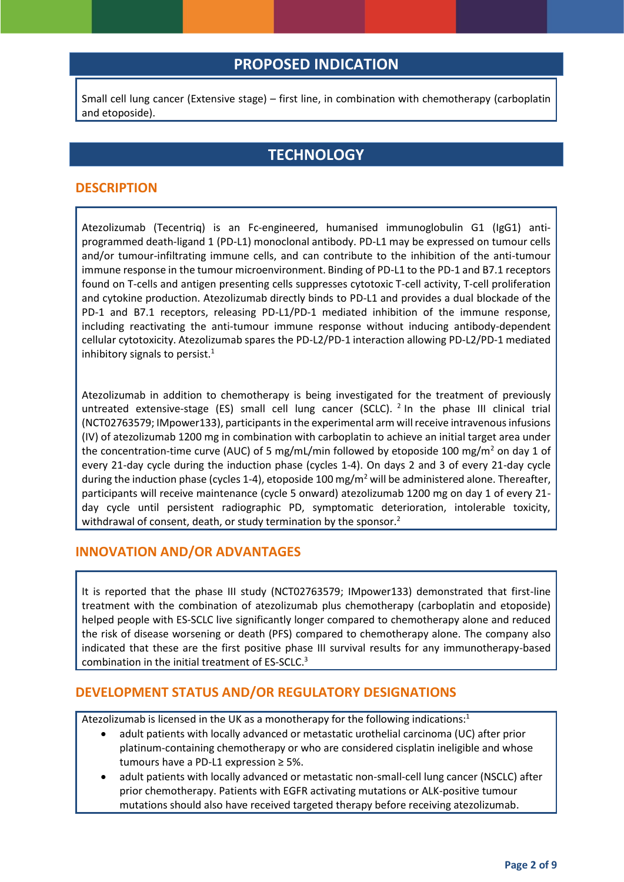## PROPOSED INDICATION

Small cell lung cancer (Extensive stage) – first line, in combination with chemotherapy (carboplatin and etoposide).

## TECHNOLOGY

### DESCRIPTION

Atezolizumab (Tecentriq) is an Fc-engineered, humanised immunoglobulin G1 (IgG1) anti-programmed death-ligand 1 (PD-L1) monoclonal antibody. PD-L1 may be expressed on tumour cells and/or tumour-infiltrating immune cells, and can contribute to the inhibition of the anti-tumour immune response in the tumour microenvironment. Binding of PD-L1 to the PD-1 and B7.1 receptors found on T-cells and antigen presenting cells suppresses cytotoxic T-cell activity, T-cell proliferation and cytokine production. Atezolizumab directly binds to PD-L1 and provides a dual blockade of the PD-1 and B7.1 receptors, releasing PD-L1/PD-1 mediated inhibition of the immune response, including reactivating the anti-tumour immune response without inducing antibody-dependent cellular cytotoxicity. Atezolizumab spares the PD-L2/PD-1 interaction allowing PD-L2/PD-1 mediated inhibitory signals to persist.[1]

Atezolizumab in addition to chemotherapy is being investigated for the treatment of previously untreated extensive-stage (ES) small cell lung cancer (SCLC). [2] In the phase III clinical trial (NCT02763579; IMpower133), participants in the experimental arm will receive intravenous infusions (IV) of atezolizumab 1200 mg in combination with carboplatin to achieve an initial target area under the concentration-time curve (AUC) of 5 mg/mL/min followed by etoposide 100 mg/m$^2$ on day 1 of every 21-day cycle during the induction phase (cycles 1-4). On days 2 and 3 of every 21-day cycle during the induction phase (cycles 1-4), etoposide 100 mg/m$^2$ will be administered alone. Thereafter, participants will receive maintenance (cycle 5 onward) atezolizumab 1200 mg on day 1 of every 21-day cycle until persistent radiographic PD, symptomatic deterioration, intolerable toxicity, withdrawal of consent, death, or study termination by the sponsor.[2]

### INNOVATION AND/OR ADVANTAGES

It is reported that the phase III study (NCT02763579; IMpower133) demonstrated that first-line treatment with the combination of atezolizumab plus chemotherapy (carboplatin and etoposide) helped people with ES-SCLC live significantly longer compared to chemotherapy alone and reduced the risk of disease worsening or death (PFS) compared to chemotherapy alone. The company also indicated that these are the first positive phase III survival results for any immunotherapy-based combination in the initial treatment of ES-SCLC.[3]

### DEVELOPMENT STATUS AND/OR REGULATORY DESIGNATIONS

Atezolizumab is licensed in the UK as a monotherapy for the following indications:[1]

- adult patients with locally advanced or metastatic urothelial carcinoma (UC) after prior platinum-containing chemotherapy or who are considered cisplatin ineligible and whose tumours have a PD-L1 expression ≥ 5%.
- adult patients with locally advanced or metastatic non-small-cell lung cancer (NSCLC) after prior chemotherapy. Patients with EGFR activating mutations or ALK-positive tumour mutations should also have received targeted therapy before receiving atezolizumab.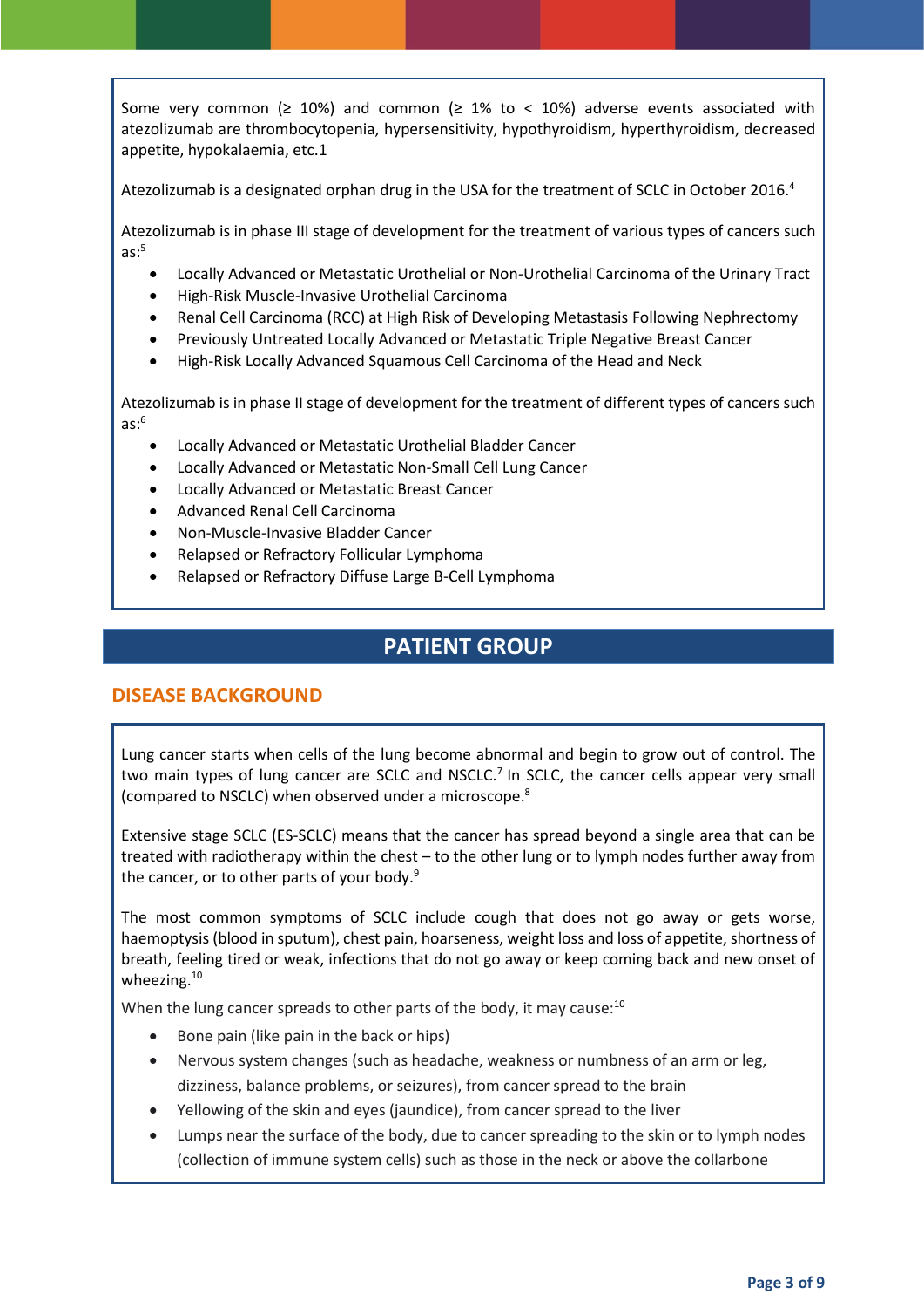Some very common (≥ 10%) and common (≥ 1% to < 10%) adverse events associated with atezolizumab are thrombocytopenia, hypersensitivity, hypothyroidism, hyperthyroidism, decreased appetite, hypokalaemia, etc.1

Atezolizumab is a designated orphan drug in the USA for the treatment of SCLC in October 2016.[4]

Atezolizumab is in phase III stage of development for the treatment of various types of cancers such as:[5]

- Locally Advanced or Metastatic Urothelial or Non-Urothelial Carcinoma of the Urinary Tract
- High-Risk Muscle-Invasive Urothelial Carcinoma
- Renal Cell Carcinoma (RCC) at High Risk of Developing Metastasis Following Nephrectomy
- Previously Untreated Locally Advanced or Metastatic Triple Negative Breast Cancer
- High-Risk Locally Advanced Squamous Cell Carcinoma of the Head and Neck

Atezolizumab is in phase II stage of development for the treatment of different types of cancers such as:[6]

- Locally Advanced or Metastatic Urothelial Bladder Cancer
- Locally Advanced or Metastatic Non-Small Cell Lung Cancer
- Locally Advanced or Metastatic Breast Cancer
- Advanced Renal Cell Carcinoma
- Non-Muscle-Invasive Bladder Cancer
- Relapsed or Refractory Follicular Lymphoma
- Relapsed or Refractory Diffuse Large B-Cell Lymphoma

# PATIENT GROUP

## DISEASE BACKGROUND

Lung cancer starts when cells of the lung become abnormal and begin to grow out of control. The two main types of lung cancer are SCLC and NSCLC.[7] In SCLC, the cancer cells appear very small (compared to NSCLC) when observed under a microscope.[8]

Extensive stage SCLC (ES-SCLC) means that the cancer has spread beyond a single area that can be treated with radiotherapy within the chest – to the other lung or to lymph nodes further away from the cancer, or to other parts of your body.[9]

The most common symptoms of SCLC include cough that does not go away or gets worse, haemoptysis (blood in sputum), chest pain, hoarseness, weight loss and loss of appetite, shortness of breath, feeling tired or weak, infections that do not go away or keep coming back and new onset of wheezing.[10]

When the lung cancer spreads to other parts of the body, it may cause:[10]

- Bone pain (like pain in the back or hips)
- Nervous system changes (such as headache, weakness or numbness of an arm or leg, dizziness, balance problems, or seizures), from cancer spread to the brain
- Yellowing of the skin and eyes (jaundice), from cancer spread to the liver
- Lumps near the surface of the body, due to cancer spreading to the skin or to lymph nodes (collection of immune system cells) such as those in the neck or above the collarbone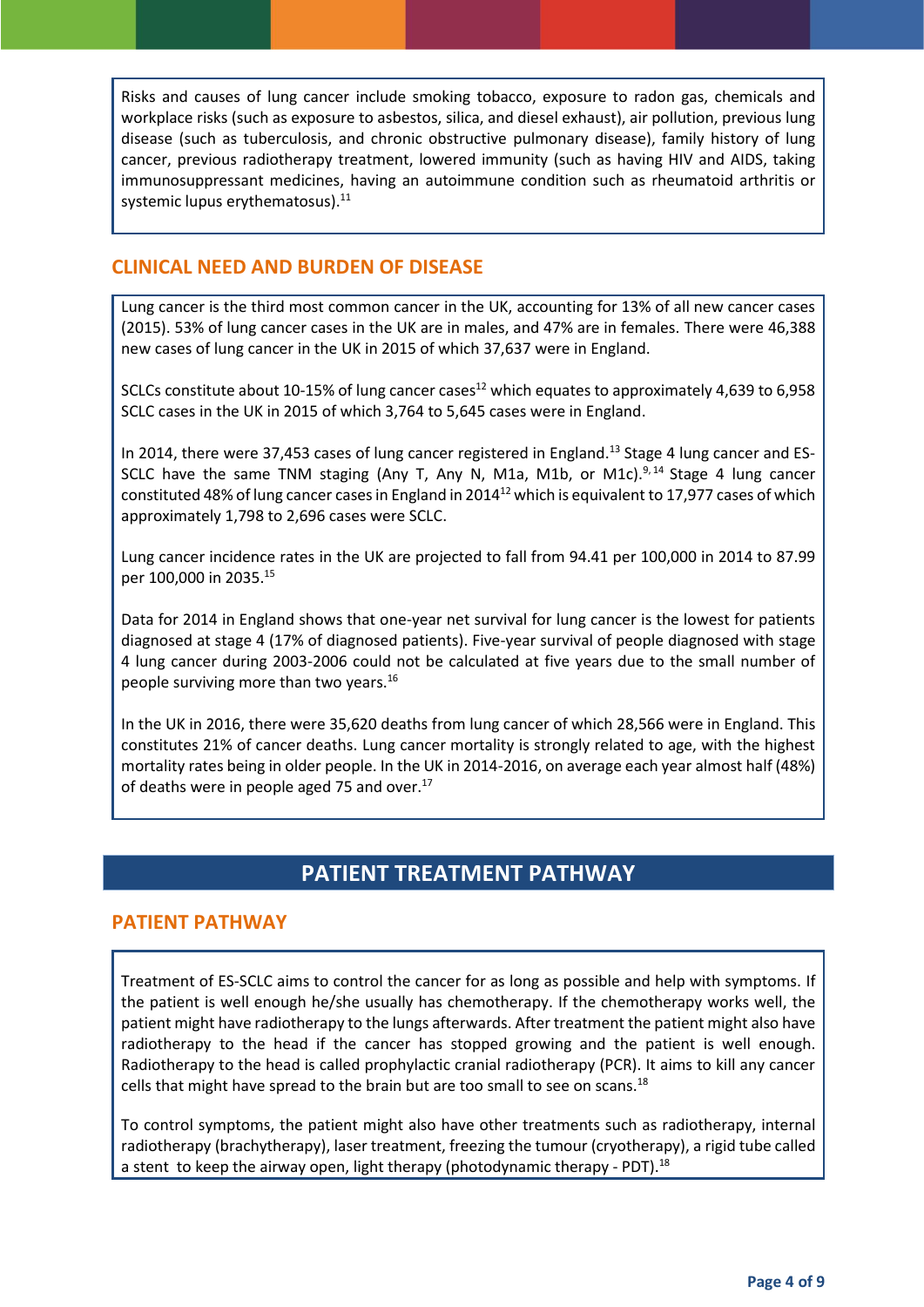Risks and causes of lung cancer include smoking tobacco, exposure to radon gas, chemicals and workplace risks (such as exposure to asbestos, silica, and diesel exhaust), air pollution, previous lung disease (such as tuberculosis, and chronic obstructive pulmonary disease), family history of lung cancer, previous radiotherapy treatment, lowered immunity (such as having HIV and AIDS, taking immunosuppressant medicines, having an autoimmune condition such as rheumatoid arthritis or systemic lupus erythematosus).[11]

## CLINICAL NEED AND BURDEN OF DISEASE

Lung cancer is the third most common cancer in the UK, accounting for 13% of all new cancer cases (2015). 53% of lung cancer cases in the UK are in males, and 47% are in females. There were 46,388 new cases of lung cancer in the UK in 2015 of which 37,637 were in England.

SCLCs constitute about 10-15% of lung cancer cases[12] which equates to approximately 4,639 to 6,958 SCLC cases in the UK in 2015 of which 3,764 to 5,645 cases were in England.

In 2014, there were 37,453 cases of lung cancer registered in England.[13] Stage 4 lung cancer and ES-SCLC have the same TNM staging (Any T, Any N, M1a, M1b, or M1c).[9,14] Stage 4 lung cancer constituted 48% of lung cancer cases in England in 2014[12] which is equivalent to 17,977 cases of which approximately 1,798 to 2,696 cases were SCLC.

Lung cancer incidence rates in the UK are projected to fall from 94.41 per 100,000 in 2014 to 87.99 per 100,000 in 2035.[15]

Data for 2014 in England shows that one-year net survival for lung cancer is the lowest for patients diagnosed at stage 4 (17% of diagnosed patients). Five-year survival of people diagnosed with stage 4 lung cancer during 2003-2006 could not be calculated at five years due to the small number of people surviving more than two years.[16]

In the UK in 2016, there were 35,620 deaths from lung cancer of which 28,566 were in England. This constitutes 21% of cancer deaths. Lung cancer mortality is strongly related to age, with the highest mortality rates being in older people. In the UK in 2014-2016, on average each year almost half (48%) of deaths were in people aged 75 and over.[17]

# PATIENT TREATMENT PATHWAY

## PATIENT PATHWAY

Treatment of ES-SCLC aims to control the cancer for as long as possible and help with symptoms. If the patient is well enough he/she usually has chemotherapy. If the chemotherapy works well, the patient might have radiotherapy to the lungs afterwards. After treatment the patient might also have radiotherapy to the head if the cancer has stopped growing and the patient is well enough. Radiotherapy to the head is called prophylactic cranial radiotherapy (PCR). It aims to kill any cancer cells that might have spread to the brain but are too small to see on scans.[18]

To control symptoms, the patient might also have other treatments such as radiotherapy, internal radiotherapy (brachytherapy), laser treatment, freezing the tumour (cryotherapy), a rigid tube called a stent to keep the airway open, light therapy (photodynamic therapy - PDT).[18]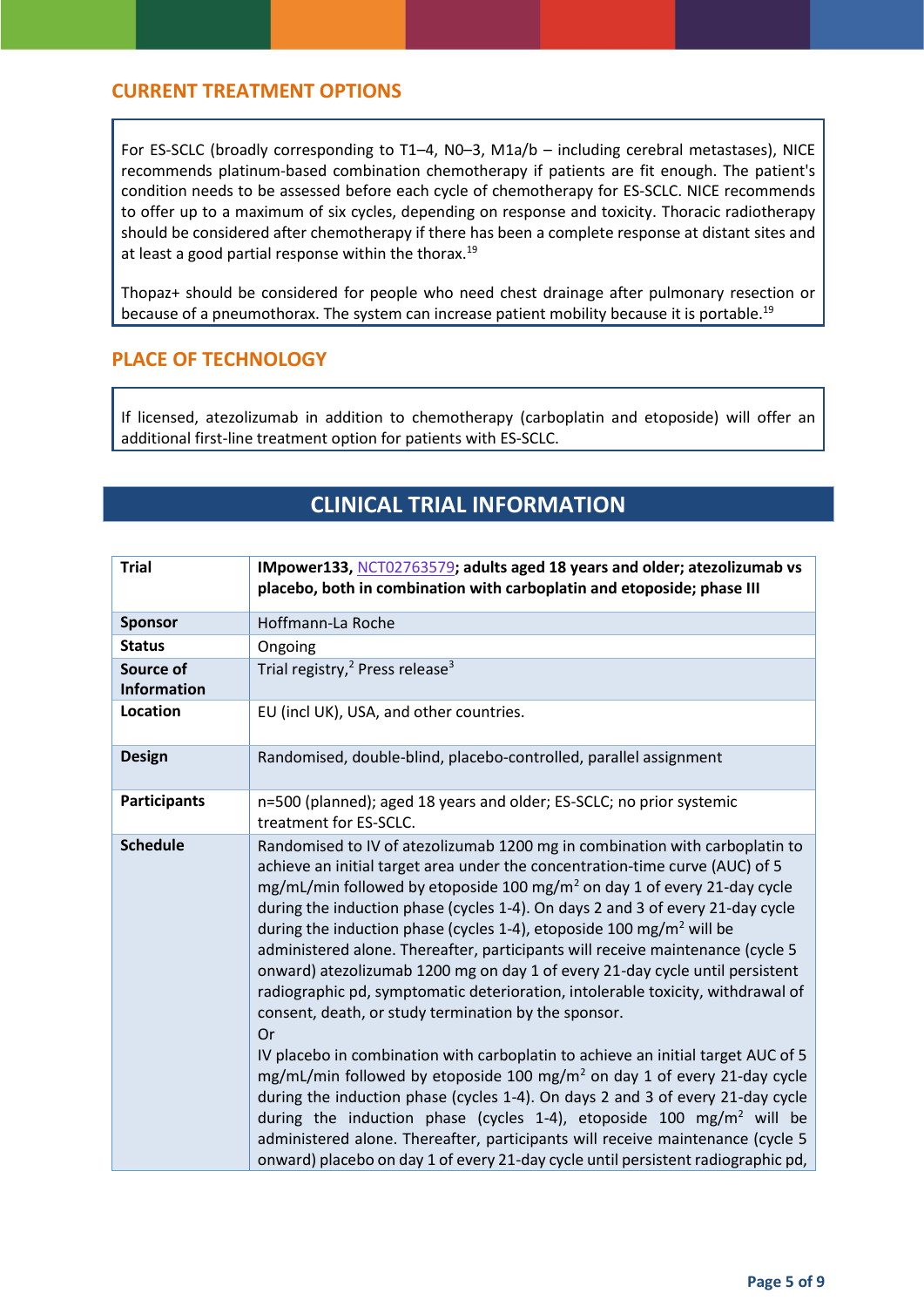## CURRENT TREATMENT OPTIONS

For ES-SCLC (broadly corresponding to T1–4, N0–3, M1a/b – including cerebral metastases), NICE recommends platinum-based combination chemotherapy if patients are fit enough. The patient's condition needs to be assessed before each cycle of chemotherapy for ES-SCLC. NICE recommends to offer up to a maximum of six cycles, depending on response and toxicity. Thoracic radiotherapy should be considered after chemotherapy if there has been a complete response at distant sites and at least a good partial response within the thorax.[19]

Thopaz+ should be considered for people who need chest drainage after pulmonary resection or because of a pneumothorax. The system can increase patient mobility because it is portable.[19]

## PLACE OF TECHNOLOGY

If licensed, atezolizumab in addition to chemotherapy (carboplatin and etoposide) will offer an additional first-line treatment option for patients with ES-SCLC.

## CLINICAL TRIAL INFORMATION

| **Trial** | **IMpower133, NCT02763579; adults aged 18 years and older; atezolizumab vs placebo, both in combination with carboplatin and etoposide; phase III** |
|---|---|
| **Sponsor** | Hoffmann-La Roche |
| **Status** | Ongoing |
| **Source of Information** | Trial registry,[2] Press release[3] |
| **Location** | EU (incl UK), USA, and other countries. |
| **Design** | Randomised, double-blind, placebo-controlled, parallel assignment |
| **Participants** | n=500 (planned); aged 18 years and older; ES-SCLC; no prior systemic treatment for ES-SCLC. |
| **Schedule** | Randomised to IV of atezolizumab 1200 mg in combination with carboplatin to achieve an initial target area under the concentration-time curve (AUC) of 5 mg/mL/min followed by etoposide 100 mg/m$^2$ on day 1 of every 21-day cycle during the induction phase (cycles 1-4). On days 2 and 3 of every 21-day cycle during the induction phase (cycles 1-4), etoposide 100 mg/m$^2$ will be administered alone. Thereafter, participants will receive maintenance (cycle 5 onward) atezolizumab 1200 mg on day 1 of every 21-day cycle until persistent radiographic pd, symptomatic deterioration, intolerable toxicity, withdrawal of consent, death, or study termination by the sponsor.<br>Or<br>IV placebo in combination with carboplatin to achieve an initial target AUC of 5 mg/mL/min followed by etoposide 100 mg/m$^2$ on day 1 of every 21-day cycle during the induction phase (cycles 1-4). On days 2 and 3 of every 21-day cycle during the induction phase (cycles 1-4), etoposide 100 mg/m$^2$ will be administered alone. Thereafter, participants will receive maintenance (cycle 5 onward) placebo on day 1 of every 21-day cycle until persistent radiographic pd, |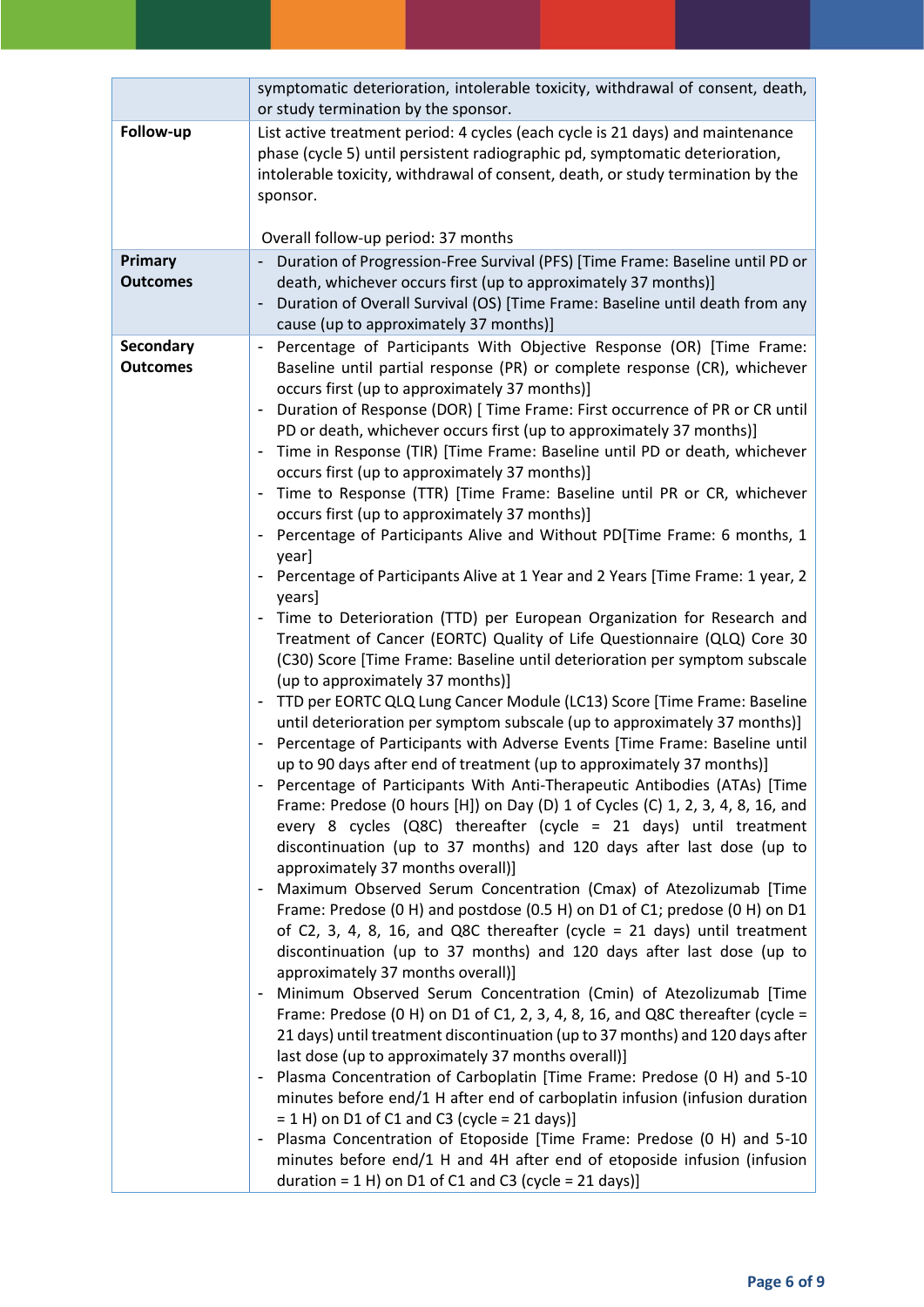| | |
|---|---|
| | symptomatic deterioration, intolerable toxicity, withdrawal of consent, death, or study termination by the sponsor. |
| **Follow-up** | List active treatment period: 4 cycles (each cycle is 21 days) and maintenance phase (cycle 5) until persistent radiographic pd, symptomatic deterioration, intolerable toxicity, withdrawal of consent, death, or study termination by the sponsor.<br><br>Overall follow-up period: 37 months |
| **Primary Outcomes** | - Duration of Progression-Free Survival (PFS) [Time Frame: Baseline until PD or death, whichever occurs first (up to approximately 37 months)]<br>- Duration of Overall Survival (OS) [Time Frame: Baseline until death from any cause (up to approximately 37 months)] |
| **Secondary Outcomes** | - Percentage of Participants With Objective Response (OR) [Time Frame: Baseline until partial response (PR) or complete response (CR), whichever occurs first (up to approximately 37 months)]<br>- Duration of Response (DOR) [ Time Frame: First occurrence of PR or CR until PD or death, whichever occurs first (up to approximately 37 months)]<br>- Time in Response (TIR) [Time Frame: Baseline until PD or death, whichever occurs first (up to approximately 37 months)]<br>- Time to Response (TTR) [Time Frame: Baseline until PR or CR, whichever occurs first (up to approximately 37 months)]<br>- Percentage of Participants Alive and Without PD[Time Frame: 6 months, 1 year]<br>- Percentage of Participants Alive at 1 Year and 2 Years [Time Frame: 1 year, 2 years]<br>- Time to Deterioration (TTD) per European Organization for Research and Treatment of Cancer (EORTC) Quality of Life Questionnaire (QLQ) Core 30 (C30) Score [Time Frame: Baseline until deterioration per symptom subscale (up to approximately 37 months)]<br>- TTD per EORTC QLQ Lung Cancer Module (LC13) Score [Time Frame: Baseline until deterioration per symptom subscale (up to approximately 37 months)]<br>- Percentage of Participants with Adverse Events [Time Frame: Baseline until up to 90 days after end of treatment (up to approximately 37 months)]<br>- Percentage of Participants With Anti-Therapeutic Antibodies (ATAs) [Time Frame: Predose (0 hours [H]) on Day (D) 1 of Cycles (C) 1, 2, 3, 4, 8, 16, and every 8 cycles (Q8C) thereafter (cycle = 21 days) until treatment discontinuation (up to 37 months) and 120 days after last dose (up to approximately 37 months overall)]<br>- Maximum Observed Serum Concentration (Cmax) of Atezolizumab [Time Frame: Predose (0 H) and postdose (0.5 H) on D1 of C1; predose (0 H) on D1 of C2, 3, 4, 8, 16, and Q8C thereafter (cycle = 21 days) until treatment discontinuation (up to 37 months) and 120 days after last dose (up to approximately 37 months overall)]<br>- Minimum Observed Serum Concentration (Cmin) of Atezolizumab [Time Frame: Predose (0 H) on D1 of C1, 2, 3, 4, 8, 16, and Q8C thereafter (cycle = 21 days) until treatment discontinuation (up to 37 months) and 120 days after last dose (up to approximately 37 months overall)]<br>- Plasma Concentration of Carboplatin [Time Frame: Predose (0 H) and 5-10 minutes before end/1 H after end of carboplatin infusion (infusion duration = 1 H) on D1 of C1 and C3 (cycle = 21 days)]<br>- Plasma Concentration of Etoposide [Time Frame: Predose (0 H) and 5-10 minutes before end/1 H and 4H after end of etoposide infusion (infusion duration = 1 H) on D1 of C1 and C3 (cycle = 21 days)] |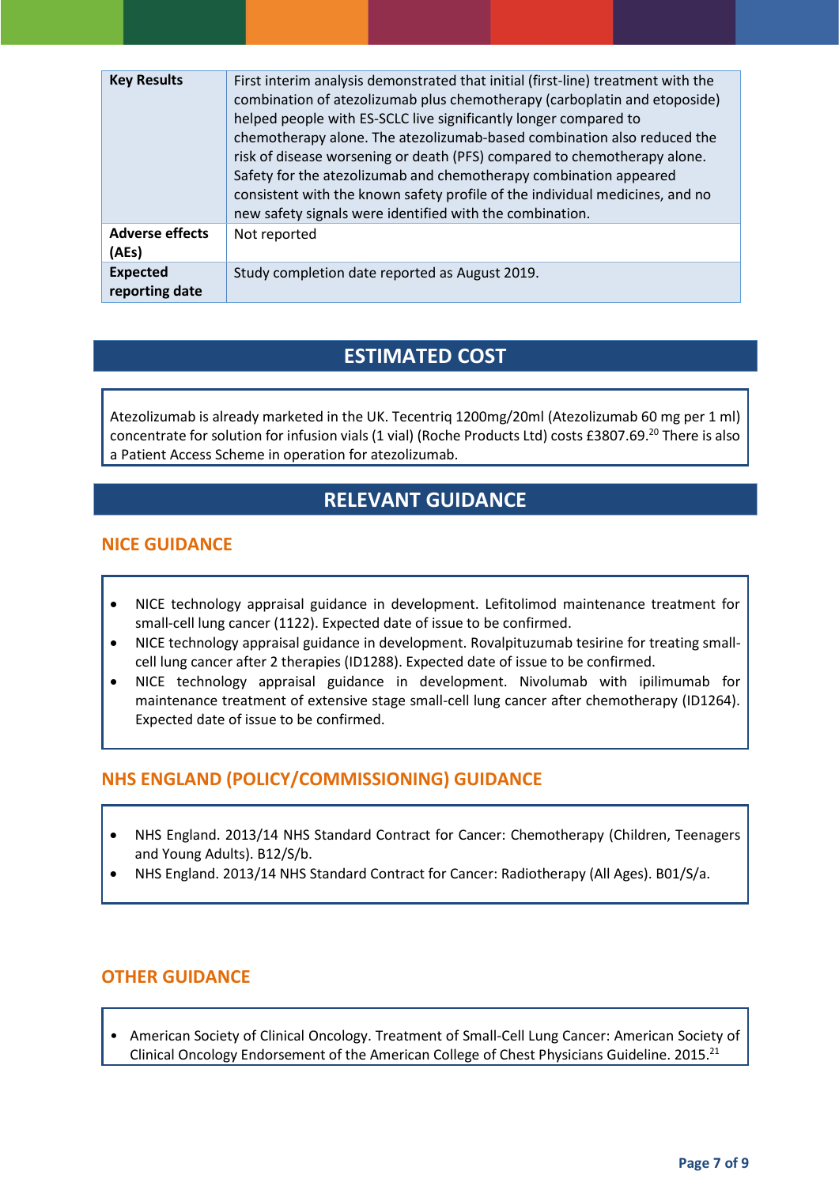| | |
|---|---|
| **Key Results** | First interim analysis demonstrated that initial (first-line) treatment with the combination of atezolizumab plus chemotherapy (carboplatin and etoposide) helped people with ES-SCLC live significantly longer compared to chemotherapy alone. The atezolizumab-based combination also reduced the risk of disease worsening or death (PFS) compared to chemotherapy alone. Safety for the atezolizumab and chemotherapy combination appeared consistent with the known safety profile of the individual medicines, and no new safety signals were identified with the combination. |
| **Adverse effects (AEs)** | Not reported |
| **Expected reporting date** | Study completion date reported as August 2019. |

## ESTIMATED COST

Atezolizumab is already marketed in the UK. Tecentriq 1200mg/20ml (Atezolizumab 60 mg per 1 ml) concentrate for solution for infusion vials (1 vial) (Roche Products Ltd) costs £3807.69.[20] There is also a Patient Access Scheme in operation for atezolizumab.

## RELEVANT GUIDANCE

### NICE GUIDANCE

- NICE technology appraisal guidance in development. Lefitolimod maintenance treatment for small-cell lung cancer (1122). Expected date of issue to be confirmed.
- NICE technology appraisal guidance in development. Rovalpituzumab tesirine for treating small-cell lung cancer after 2 therapies (ID1288). Expected date of issue to be confirmed.
- NICE technology appraisal guidance in development. Nivolumab with ipilimumab for maintenance treatment of extensive stage small-cell lung cancer after chemotherapy (ID1264). Expected date of issue to be confirmed.

### NHS ENGLAND (POLICY/COMMISSIONING) GUIDANCE

- NHS England. 2013/14 NHS Standard Contract for Cancer: Chemotherapy (Children, Teenagers and Young Adults). B12/S/b.
- NHS England. 2013/14 NHS Standard Contract for Cancer: Radiotherapy (All Ages). B01/S/a.

### OTHER GUIDANCE

- American Society of Clinical Oncology. Treatment of Small-Cell Lung Cancer: American Society of Clinical Oncology Endorsement of the American College of Chest Physicians Guideline. 2015.[21]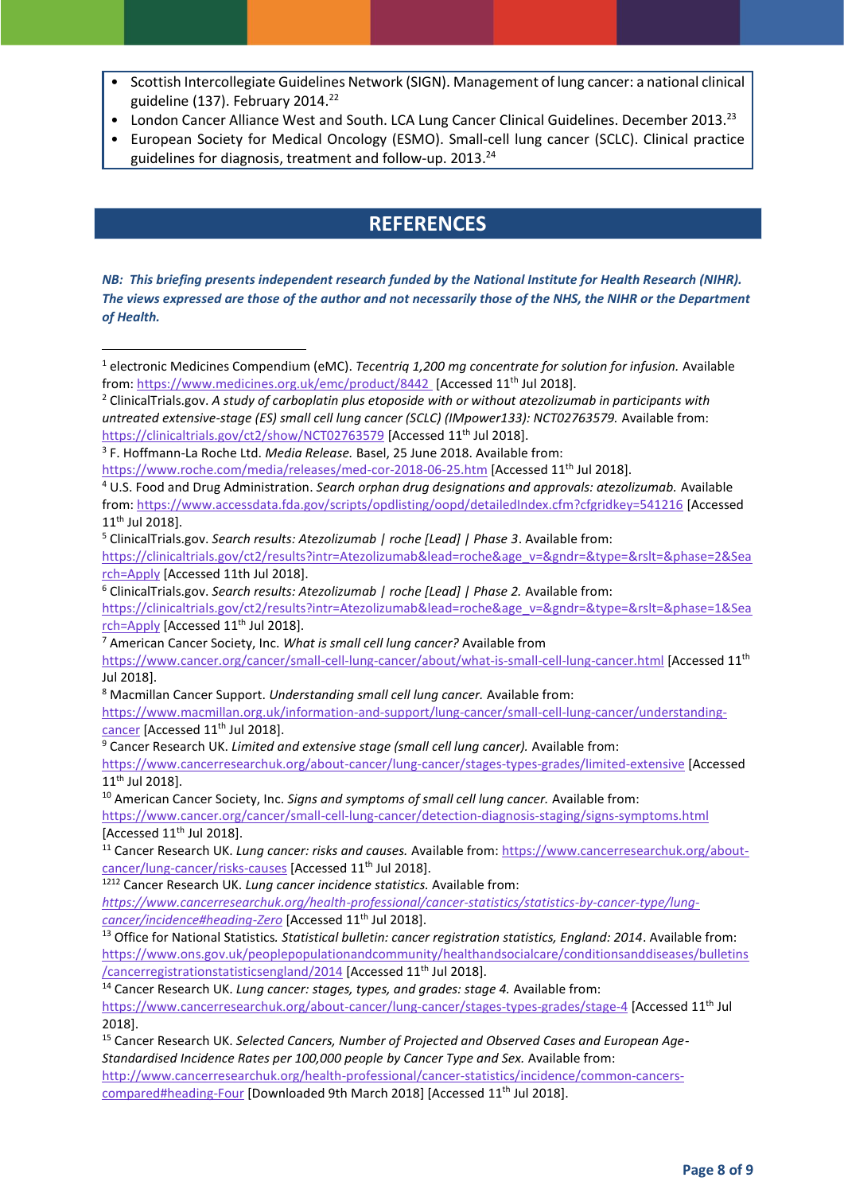- Scottish Intercollegiate Guidelines Network (SIGN). Management of lung cancer: a national clinical guideline (137). February 2014.[22]
- London Cancer Alliance West and South. LCA Lung Cancer Clinical Guidelines. December 2013.[23]
- European Society for Medical Oncology (ESMO). Small-cell lung cancer (SCLC). Clinical practice guidelines for diagnosis, treatment and follow-up. 2013.[24]

## REFERENCES

***NB: This briefing presents independent research funded by the National Institute for Health Research (NIHR). The views expressed are those of the author and not necessarily those of the NHS, the NIHR or the Department of Health.***

---

[1] electronic Medicines Compendium (eMC). *Tecentriq 1,200 mg concentrate for solution for infusion.* Available from: https://www.medicines.org.uk/emc/product/8442 [Accessed 11th Jul 2018].

[2] ClinicalTrials.gov. *A study of carboplatin plus etoposide with or without atezolizumab in participants with untreated extensive-stage (ES) small cell lung cancer (SCLC) (IMpower133): NCT02763579.* Available from: https://clinicaltrials.gov/ct2/show/NCT02763579 [Accessed 11th Jul 2018].

[3] F. Hoffmann-La Roche Ltd. *Media Release.* Basel, 25 June 2018. Available from: https://www.roche.com/media/releases/med-cor-2018-06-25.htm [Accessed 11th Jul 2018].

[4] U.S. Food and Drug Administration. *Search orphan drug designations and approvals: atezolizumab.* Available from: https://www.accessdata.fda.gov/scripts/opdlisting/oopd/detailedIndex.cfm?cfgridkey=541216 [Accessed 11th Jul 2018].

[5] ClinicalTrials.gov. *Search results: Atezolizumab | roche [Lead] | Phase 3*. Available from: https://clinicaltrials.gov/ct2/results?intr=Atezolizumab&lead=roche&age_v=&gndr=&type=&rslt=&phase=2&Search=Apply [Accessed 11th Jul 2018].

[6] ClinicalTrials.gov. *Search results: Atezolizumab | roche [Lead] | Phase 2.* Available from: https://clinicaltrials.gov/ct2/results?intr=Atezolizumab&lead=roche&age_v=&gndr=&type=&rslt=&phase=1&Search=Apply [Accessed 11th Jul 2018].

[7] American Cancer Society, Inc. *What is small cell lung cancer?* Available from https://www.cancer.org/cancer/small-cell-lung-cancer/about/what-is-small-cell-lung-cancer.html [Accessed 11th Jul 2018].

[8] Macmillan Cancer Support. *Understanding small cell lung cancer.* Available from: https://www.macmillan.org.uk/information-and-support/lung-cancer/small-cell-lung-cancer/understanding-cancer [Accessed 11th Jul 2018].

[9] Cancer Research UK. *Limited and extensive stage (small cell lung cancer).* Available from: https://www.cancerresearchuk.org/about-cancer/lung-cancer/stages-types-grades/limited-extensive [Accessed 11th Jul 2018].

[10] American Cancer Society, Inc. *Signs and symptoms of small cell lung cancer.* Available from: https://www.cancer.org/cancer/small-cell-lung-cancer/detection-diagnosis-staging/signs-symptoms.html [Accessed 11th Jul 2018].

[11] Cancer Research UK. *Lung cancer: risks and causes.* Available from: https://www.cancerresearchuk.org/about-cancer/lung-cancer/risks-causes [Accessed 11th Jul 2018].

[1212] Cancer Research UK. *Lung cancer incidence statistics.* Available from: *https://www.cancerresearchuk.org/health-professional/cancer-statistics/statistics-by-cancer-type/lung-cancer/incidence#heading-Zero* [Accessed 11th Jul 2018].

[13] Office for National Statistics. *Statistical bulletin: cancer registration statistics, England: 2014*. Available from: https://www.ons.gov.uk/peoplepopulationandcommunity/healthandsocialcare/conditionsanddiseases/bulletins/cancerregistrationstatisticsengland/2014 [Accessed 11th Jul 2018].

[14] Cancer Research UK. *Lung cancer: stages, types, and grades: stage 4.* Available from: https://www.cancerresearchuk.org/about-cancer/lung-cancer/stages-types-grades/stage-4 [Accessed 11th Jul 2018].

[15] Cancer Research UK. *Selected Cancers, Number of Projected and Observed Cases and European Age-Standardised Incidence Rates per 100,000 people by Cancer Type and Sex.* Available from: http://www.cancerresearchuk.org/health-professional/cancer-statistics/incidence/common-cancers-compared#heading-Four [Downloaded 9th March 2018] [Accessed 11th Jul 2018].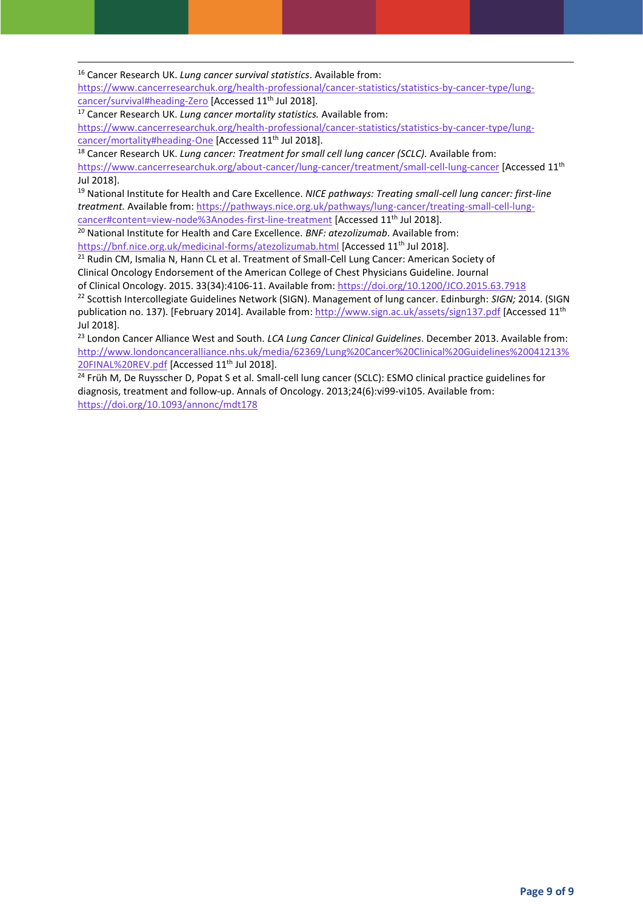[16] Cancer Research UK. *Lung cancer survival statistics*. Available from: https://www.cancerresearchuk.org/health-professional/cancer-statistics/statistics-by-cancer-type/lung-cancer/survival#heading-Zero [Accessed 11th Jul 2018].

[17] Cancer Research UK. *Lung cancer mortality statistics.* Available from: https://www.cancerresearchuk.org/health-professional/cancer-statistics/statistics-by-cancer-type/lung-cancer/mortality#heading-One [Accessed 11th Jul 2018].

[18] Cancer Research UK. *Lung cancer: Treatment for small cell lung cancer (SCLC).* Available from: https://www.cancerresearchuk.org/about-cancer/lung-cancer/treatment/small-cell-lung-cancer [Accessed 11th Jul 2018].

[19] National Institute for Health and Care Excellence. *NICE pathways: Treating small-cell lung cancer: first-line treatment.* Available from: https://pathways.nice.org.uk/pathways/lung-cancer/treating-small-cell-lung-cancer#content=view-node%3Anodes-first-line-treatment [Accessed 11th Jul 2018].

[20] National Institute for Health and Care Excellence. *BNF: atezolizumab*. Available from: https://bnf.nice.org.uk/medicinal-forms/atezolizumab.html [Accessed 11th Jul 2018].

[21] Rudin CM, Ismalia N, Hann CL et al. Treatment of Small-Cell Lung Cancer: American Society of Clinical Oncology Endorsement of the American College of Chest Physicians Guideline. Journal of Clinical Oncology. 2015. 33(34):4106-11. Available from: https://doi.org/10.1200/JCO.2015.63.7918

[22] Scottish Intercollegiate Guidelines Network (SIGN). Management of lung cancer. Edinburgh: *SIGN;* 2014. (SIGN publication no. 137). [February 2014]. Available from: http://www.sign.ac.uk/assets/sign137.pdf [Accessed 11th Jul 2018].

[23] London Cancer Alliance West and South. *LCA Lung Cancer Clinical Guidelines*. December 2013. Available from: http://www.londoncanceralliance.nhs.uk/media/62369/Lung%20Cancer%20Clinical%20Guidelines%20041213%20FINAL%20REV.pdf [Accessed 11th Jul 2018].

[24] Früh M, De Ruysscher D, Popat S et al. Small-cell lung cancer (SCLC): ESMO clinical practice guidelines for diagnosis, treatment and follow-up. Annals of Oncology. 2013;24(6):vi99-vi105. Available from: https://doi.org/10.1093/annonc/mdt178